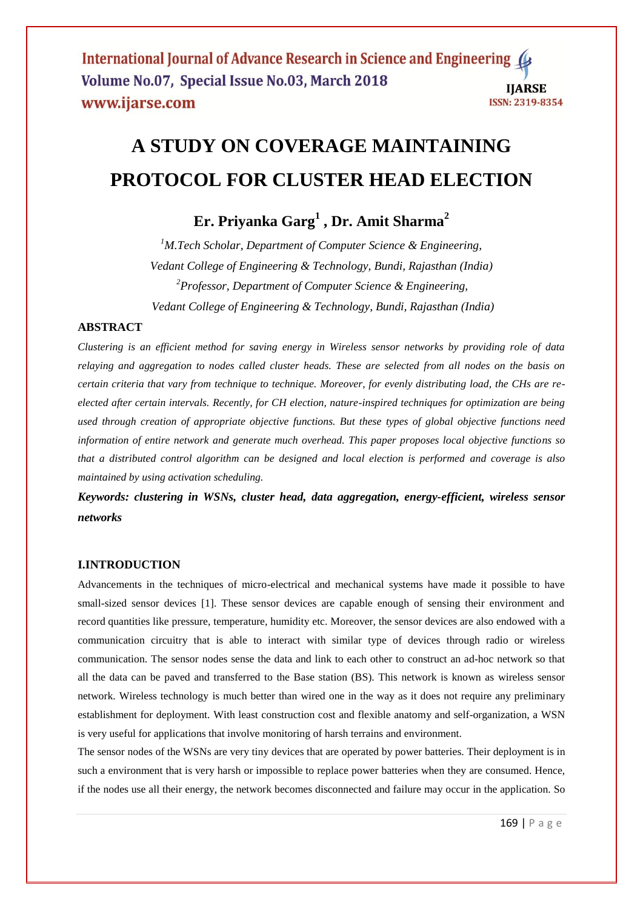# A STUDY ON COVERAGE MAINTAINING PROTOCOL FOR CLUSTER HEAD ELECTION

**Er. Priyanka Garg[1] , Dr. Amit Sharma[2]**

*[1]M.Tech Scholar, Department of Computer Science & Engineering,*
*Vedant College of Engineering & Technology, Bundi, Rajasthan (India)*
*[2]Professor, Department of Computer Science & Engineering,*
*Vedant College of Engineering & Technology, Bundi, Rajasthan (India)*

## ABSTRACT

*Clustering is an efficient method for saving energy in Wireless sensor networks by providing role of data relaying and aggregation to nodes called cluster heads. These are selected from all nodes on the basis on certain criteria that vary from technique to technique. Moreover, for evenly distributing load, the CHs are re-elected after certain intervals. Recently, for CH election, nature-inspired techniques for optimization are being used through creation of appropriate objective functions. But these types of global objective functions need information of entire network and generate much overhead. This paper proposes local objective functions so that a distributed control algorithm can be designed and local election is performed and coverage is also maintained by using activation scheduling.*

***Keywords: clustering in WSNs, cluster head, data aggregation, energy-efficient, wireless sensor networks***

## I.INTRODUCTION

Advancements in the techniques of micro-electrical and mechanical systems have made it possible to have small-sized sensor devices [1]. These sensor devices are capable enough of sensing their environment and record quantities like pressure, temperature, humidity etc. Moreover, the sensor devices are also endowed with a communication circuitry that is able to interact with similar type of devices through radio or wireless communication. The sensor nodes sense the data and link to each other to construct an ad-hoc network so that all the data can be paved and transferred to the Base station (BS). This network is known as wireless sensor network. Wireless technology is much better than wired one in the way as it does not require any preliminary establishment for deployment. With least construction cost and flexible anatomy and self-organization, a WSN is very useful for applications that involve monitoring of harsh terrains and environment.

The sensor nodes of the WSNs are very tiny devices that are operated by power batteries. Their deployment is in such a environment that is very harsh or impossible to replace power batteries when they are consumed. Hence, if the nodes use all their energy, the network becomes disconnected and failure may occur in the application. So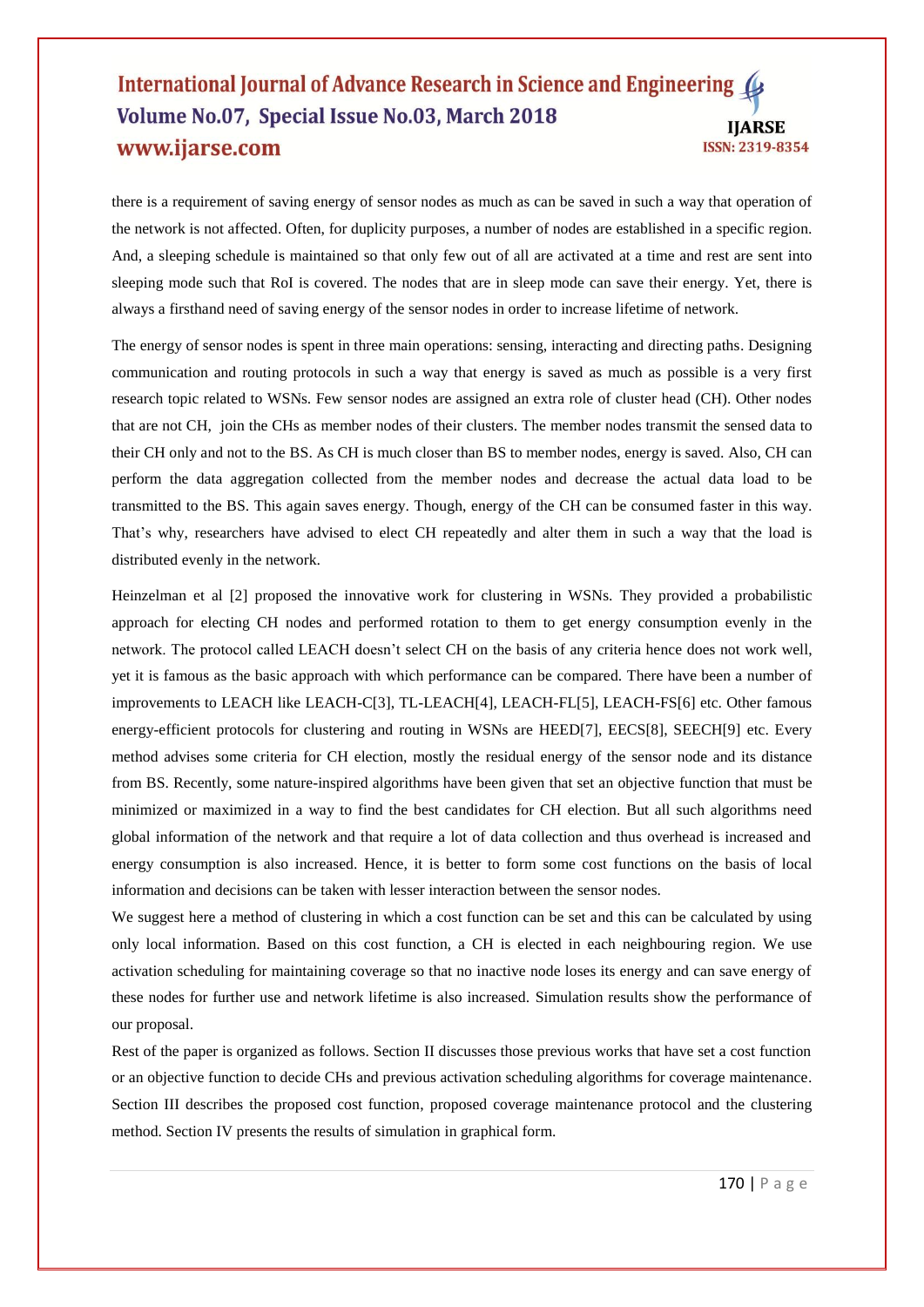there is a requirement of saving energy of sensor nodes as much as can be saved in such a way that operation of the network is not affected. Often, for duplicity purposes, a number of nodes are established in a specific region. And, a sleeping schedule is maintained so that only few out of all are activated at a time and rest are sent into sleeping mode such that RoI is covered. The nodes that are in sleep mode can save their energy. Yet, there is always a firsthand need of saving energy of the sensor nodes in order to increase lifetime of network.

The energy of sensor nodes is spent in three main operations: sensing, interacting and directing paths. Designing communication and routing protocols in such a way that energy is saved as much as possible is a very first research topic related to WSNs. Few sensor nodes are assigned an extra role of cluster head (CH). Other nodes that are not CH, join the CHs as member nodes of their clusters. The member nodes transmit the sensed data to their CH only and not to the BS. As CH is much closer than BS to member nodes, energy is saved. Also, CH can perform the data aggregation collected from the member nodes and decrease the actual data load to be transmitted to the BS. This again saves energy. Though, energy of the CH can be consumed faster in this way. That's why, researchers have advised to elect CH repeatedly and alter them in such a way that the load is distributed evenly in the network.

Heinzelman et al [2] proposed the innovative work for clustering in WSNs. They provided a probabilistic approach for electing CH nodes and performed rotation to them to get energy consumption evenly in the network. The protocol called LEACH doesn't select CH on the basis of any criteria hence does not work well, yet it is famous as the basic approach with which performance can be compared. There have been a number of improvements to LEACH like LEACH-C[3], TL-LEACH[4], LEACH-FL[5], LEACH-FS[6] etc. Other famous energy-efficient protocols for clustering and routing in WSNs are HEED[7], EECS[8], SEECH[9] etc. Every method advises some criteria for CH election, mostly the residual energy of the sensor node and its distance from BS. Recently, some nature-inspired algorithms have been given that set an objective function that must be minimized or maximized in a way to find the best candidates for CH election. But all such algorithms need global information of the network and that require a lot of data collection and thus overhead is increased and energy consumption is also increased. Hence, it is better to form some cost functions on the basis of local information and decisions can be taken with lesser interaction between the sensor nodes.

We suggest here a method of clustering in which a cost function can be set and this can be calculated by using only local information. Based on this cost function, a CH is elected in each neighbouring region. We use activation scheduling for maintaining coverage so that no inactive node loses its energy and can save energy of these nodes for further use and network lifetime is also increased. Simulation results show the performance of our proposal.

Rest of the paper is organized as follows. Section II discusses those previous works that have set a cost function or an objective function to decide CHs and previous activation scheduling algorithms for coverage maintenance. Section III describes the proposed cost function, proposed coverage maintenance protocol and the clustering method. Section IV presents the results of simulation in graphical form.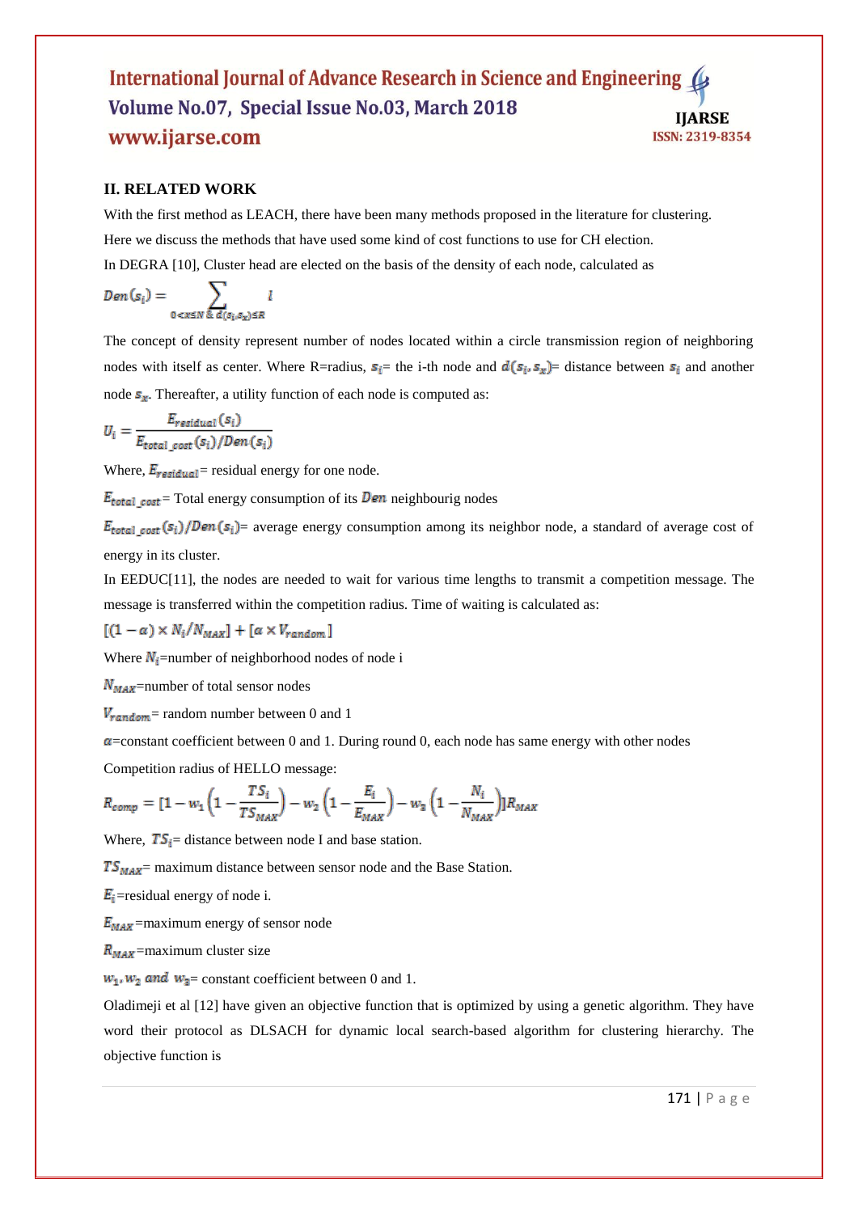## II. RELATED WORK

With the first method as LEACH, there have been many methods proposed in the literature for clustering. Here we discuss the methods that have used some kind of cost functions to use for CH election.

In DEGRA [10], Cluster head are elected on the basis of the density of each node, calculated as

$$Den(s_i) = \sum_{0<x\leq N \,\&\, d(s_i,s_x)\leq R} l$$

The concept of density represent number of nodes located within a circle transmission region of neighboring nodes with itself as center. Where R=radius, $s_i$= the i-th node and $d(s_i, s_x)$= distance between $s_i$ and another node $s_x$. Thereafter, a utility function of each node is computed as:

$$U_i = \frac{E_{residual}(s_i)}{E_{total\_cost}(s_i)/Den(s_i)}$$

Where, $E_{residual}$= residual energy for one node.

$E_{total\_cost}$= Total energy consumption of its $Den$ neighbourig nodes

$E_{total\_cost}(s_i)/Den(s_i)$= average energy consumption among its neighbor node, a standard of average cost of energy in its cluster.

In EEDUC[11], the nodes are needed to wait for various time lengths to transmit a competition message. The message is transferred within the competition radius. Time of waiting is calculated as:

$$[(1-\alpha) \times N_i/N_{MAX}] + [\alpha \times V_{random}]$$

Where $N_i$=number of neighborhood nodes of node i

$N_{MAX}$=number of total sensor nodes

$V_{random}$= random number between 0 and 1

$\alpha$=constant coefficient between 0 and 1. During round 0, each node has same energy with other nodes

Competition radius of HELLO message:

$$R_{comp} = [1 - w_1\left(1 - \frac{TS_i}{TS_{MAX}}\right) - w_2\left(1 - \frac{E_i}{E_{MAX}}\right) - w_3\left(1 - \frac{N_i}{N_{MAX}}\right)]R_{MAX}$$

Where, $TS_i$= distance between node I and base station.

$TS_{MAX}$= maximum distance between sensor node and the Base Station.

$E_i$=residual energy of node i.

$E_{MAX}$=maximum energy of sensor node

$R_{MAX}$=maximum cluster size

$w_1, w_2$ and $w_3$= constant coefficient between 0 and 1.

Oladimeji et al [12] have given an objective function that is optimized by using a genetic algorithm. They have word their protocol as DLSACH for dynamic local search-based algorithm for clustering hierarchy. The objective function is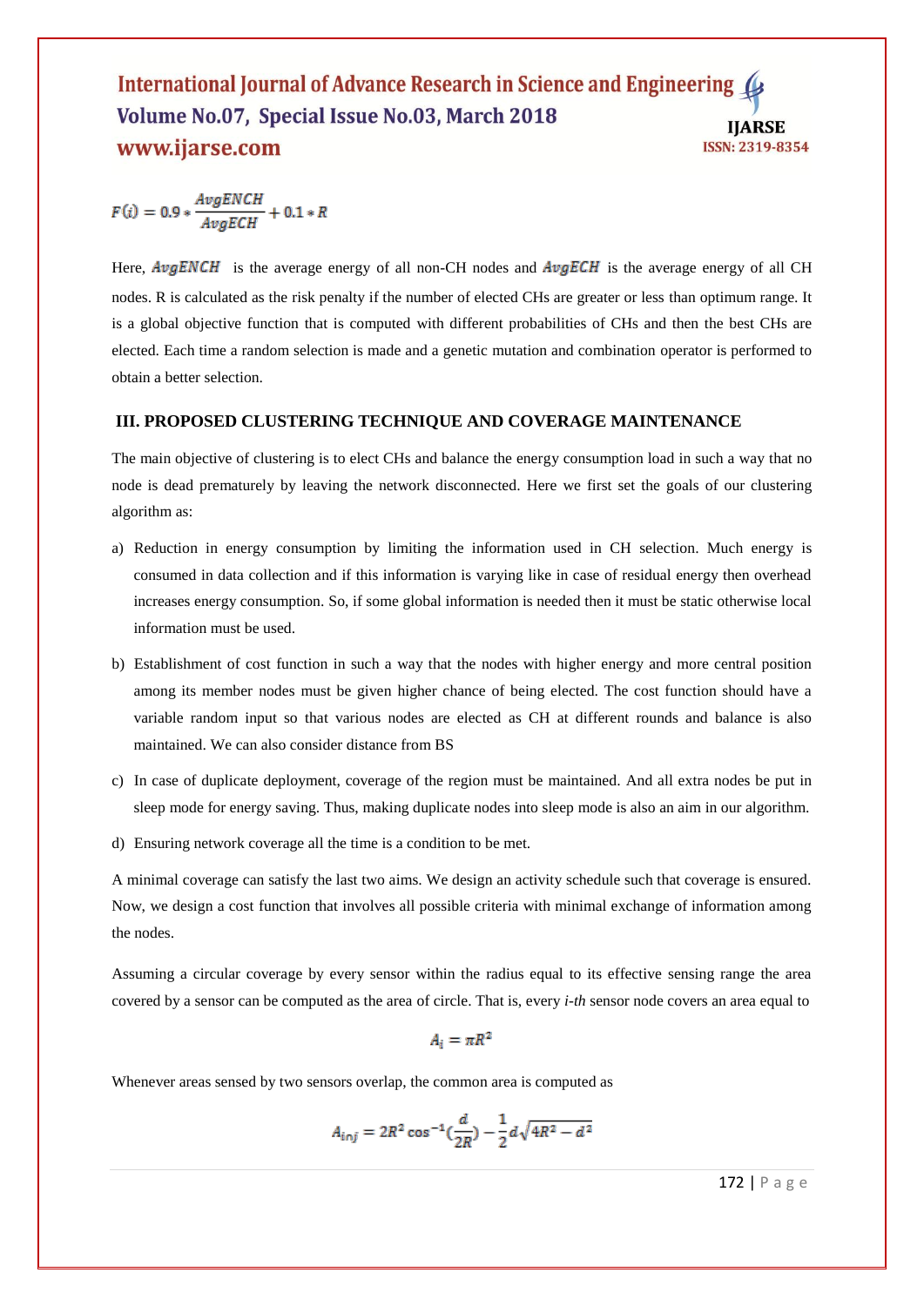$$F(i) = 0.9 * \frac{AvgENCH}{AvgECH} + 0.1 * R$$

Here, $AvgENCH$ is the average energy of all non-CH nodes and $AvgECH$ is the average energy of all CH nodes. R is calculated as the risk penalty if the number of elected CHs are greater or less than optimum range. It is a global objective function that is computed with different probabilities of CHs and then the best CHs are elected. Each time a random selection is made and a genetic mutation and combination operator is performed to obtain a better selection.

## III. PROPOSED CLUSTERING TECHNIQUE AND COVERAGE MAINTENANCE

The main objective of clustering is to elect CHs and balance the energy consumption load in such a way that no node is dead prematurely by leaving the network disconnected. Here we first set the goals of our clustering algorithm as:

a) Reduction in energy consumption by limiting the information used in CH selection. Much energy is consumed in data collection and if this information is varying like in case of residual energy then overhead increases energy consumption. So, if some global information is needed then it must be static otherwise local information must be used.

b) Establishment of cost function in such a way that the nodes with higher energy and more central position among its member nodes must be given higher chance of being elected. The cost function should have a variable random input so that various nodes are elected as CH at different rounds and balance is also maintained. We can also consider distance from BS

c) In case of duplicate deployment, coverage of the region must be maintained. And all extra nodes be put in sleep mode for energy saving. Thus, making duplicate nodes into sleep mode is also an aim in our algorithm.

d) Ensuring network coverage all the time is a condition to be met.

A minimal coverage can satisfy the last two aims. We design an activity schedule such that coverage is ensured. Now, we design a cost function that involves all possible criteria with minimal exchange of information among the nodes.

Assuming a circular coverage by every sensor within the radius equal to its effective sensing range the area covered by a sensor can be computed as the area of circle. That is, every *i-th* sensor node covers an area equal to

$$A_i = \pi R^2$$

Whenever areas sensed by two sensors overlap, the common area is computed as

$$A_{inj} = 2R^2 \cos^{-1}\left(\frac{d}{2R}\right) - \frac{1}{2} d\sqrt{4R^2 - d^2}$$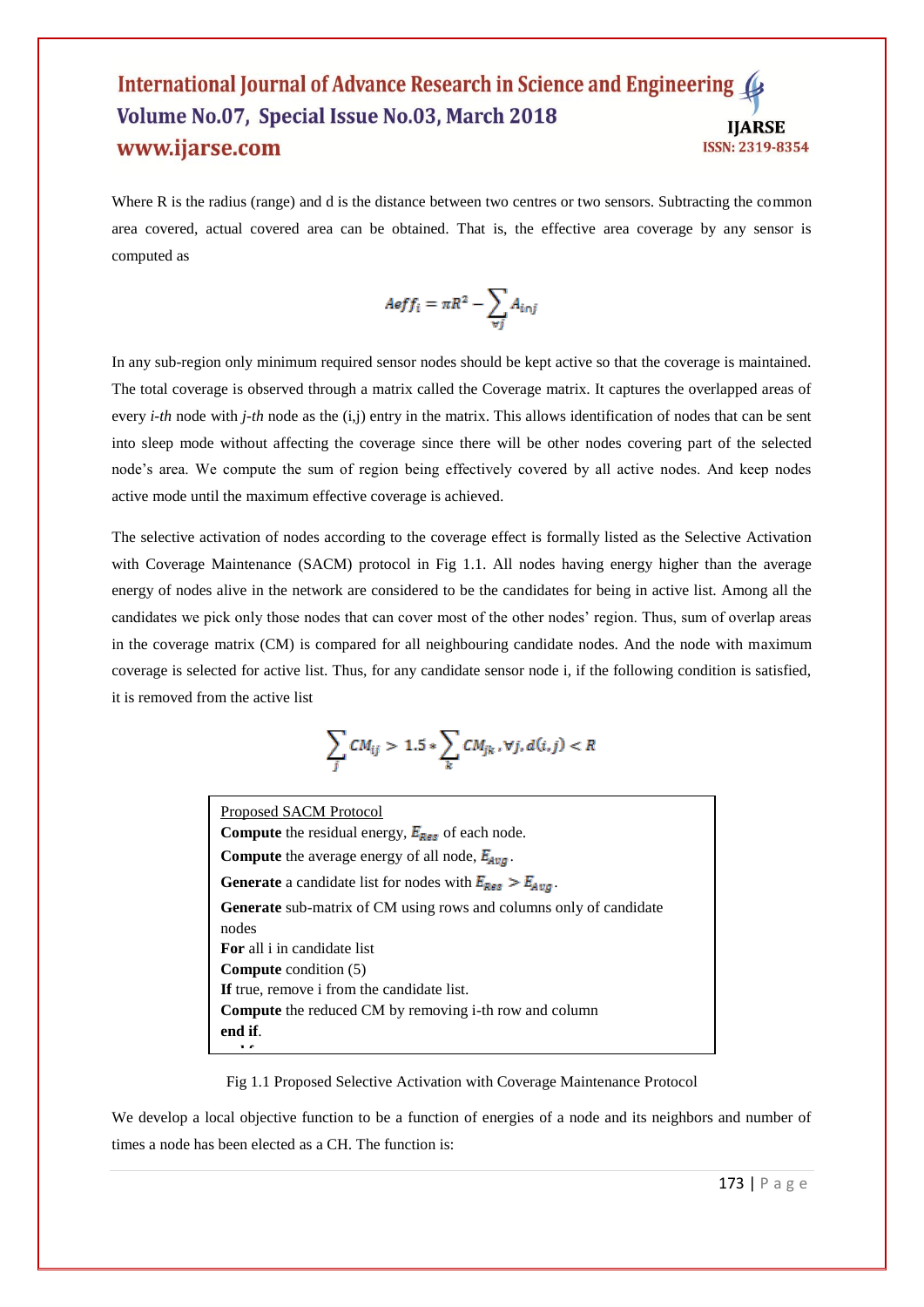Where R is the radius (range) and d is the distance between two centres or two sensors. Subtracting the common area covered, actual covered area can be obtained. That is, the effective area coverage by any sensor is computed as

$$Aeff_i = \pi R^2 - \sum_{\forall j} A_{inj}$$

In any sub-region only minimum required sensor nodes should be kept active so that the coverage is maintained. The total coverage is observed through a matrix called the Coverage matrix. It captures the overlapped areas of every *i-th* node with *j-th* node as the (i,j) entry in the matrix. This allows identification of nodes that can be sent into sleep mode without affecting the coverage since there will be other nodes covering part of the selected node's area. We compute the sum of region being effectively covered by all active nodes. And keep nodes active mode until the maximum effective coverage is achieved.

The selective activation of nodes according to the coverage effect is formally listed as the Selective Activation with Coverage Maintenance (SACM) protocol in Fig 1.1. All nodes having energy higher than the average energy of nodes alive in the network are considered to be the candidates for being in active list. Among all the candidates we pick only those nodes that can cover most of the other nodes' region. Thus, sum of overlap areas in the coverage matrix (CM) is compared for all neighbouring candidate nodes. And the node with maximum coverage is selected for active list. Thus, for any candidate sensor node i, if the following condition is satisfied, it is removed from the active list

$$\sum_j CM_{ij} > 1.5 * \sum_k CM_{jk}, \forall j, d(i,j) < R$$

<u>Proposed SACM Protocol</u>

**Compute** the residual energy, $E_{Res}$ of each node.
**Compute** the average energy of all node, $E_{Avg}$.
**Generate** a candidate list for nodes with $E_{Res} > E_{Avg}$.
**Generate** sub-matrix of CM using rows and columns only of candidate nodes
**For** all i in candidate list
**Compute** condition (5)
**If** true, remove i from the candidate list.
**Compute** the reduced CM by removing i-th row and column
**end if**.

Fig 1.1 Proposed Selective Activation with Coverage Maintenance Protocol

We develop a local objective function to be a function of energies of a node and its neighbors and number of times a node has been elected as a CH. The function is: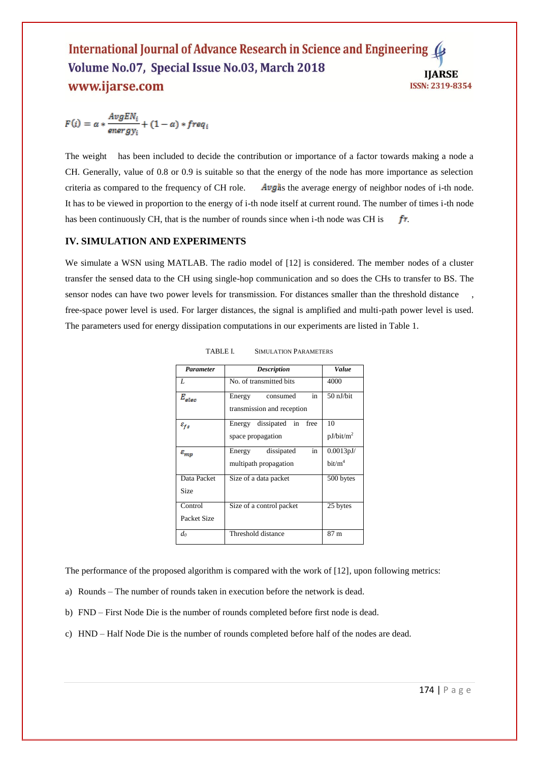$$F(i) = \alpha * \frac{AvgEN_i}{energy_i} + (1 - \alpha) * freq_i$$

The weight has been included to decide the contribution or importance of a factor towards making a node a CH. Generally, value of 0.8 or 0.9 is suitable so that the energy of the node has more importance as selection criteria as compared to the frequency of CH role. $Avg$ is the average energy of neighbor nodes of i-th node. It has to be viewed in proportion to the energy of i-th node itself at current round. The number of times i-th node has been continuously CH, that is the number of rounds since when i-th node was CH is $fr$.

## IV. SIMULATION AND EXPERIMENTS

We simulate a WSN using MATLAB. The radio model of [12] is considered. The member nodes of a cluster transfer the sensed data to the CH using single-hop communication and so does the CHs to transfer to BS. The sensor nodes can have two power levels for transmission. For distances smaller than the threshold distance , free-space power level is used. For larger distances, the signal is amplified and multi-path power level is used. The parameters used for energy dissipation computations in our experiments are listed in Table 1.

TABLE I. SIMULATION PARAMETERS

| *Parameter* | *Description* | *Value* |
|---|---|---|
| $L$ | No. of transmitted bits | 4000 |
| $E_{elec}$ | Energy consumed in transmission and reception | 50 nJ/bit |
| $\varepsilon_{fs}$ | Energy dissipated in free space propagation | 10 pJ/bit/m$^2$ |
| $\varepsilon_{mp}$ | Energy dissipated in multipath propagation | 0.0013pJ/bit/m$^4$ |
| Data Packet Size | Size of a data packet | 500 bytes |
| Control Packet Size | Size of a control packet | 25 bytes |
| $d_0$ | Threshold distance | 87 m |

The performance of the proposed algorithm is compared with the work of [12], upon following metrics:

a) Rounds – The number of rounds taken in execution before the network is dead.

b) FND – First Node Die is the number of rounds completed before first node is dead.

c) HND – Half Node Die is the number of rounds completed before half of the nodes are dead.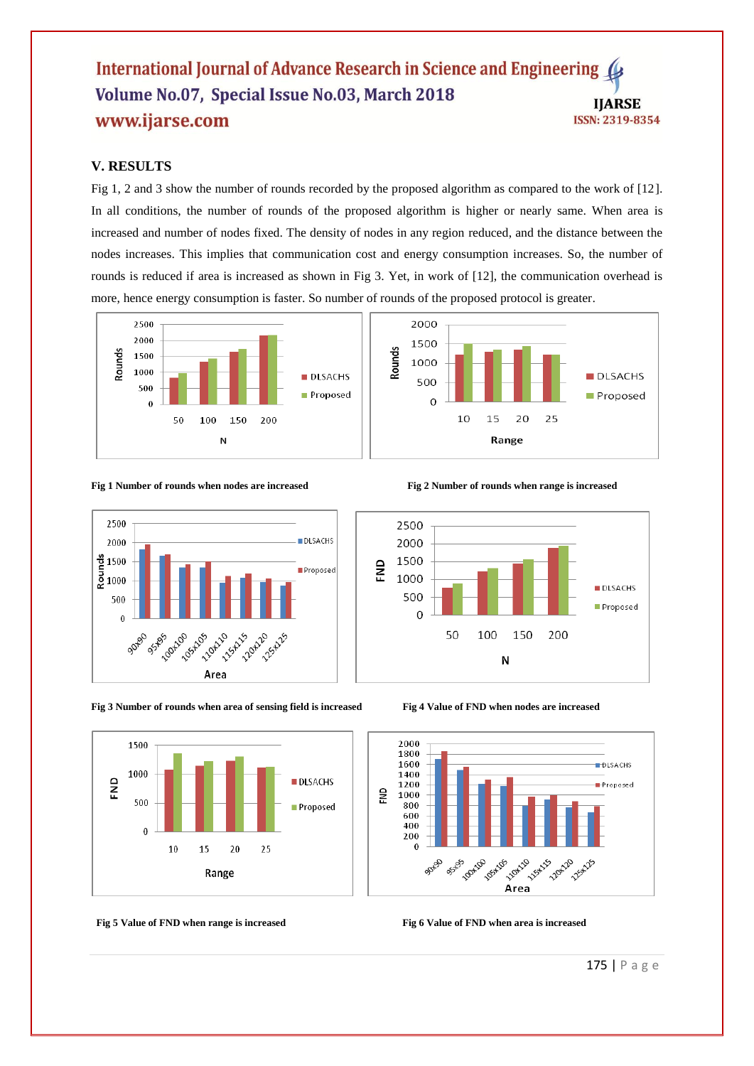## V. RESULTS

Fig 1, 2 and 3 show the number of rounds recorded by the proposed algorithm as compared to the work of [12]. In all conditions, the number of rounds of the proposed algorithm is higher or nearly same. When area is increased and number of nodes fixed. The density of nodes in any region reduced, and the distance between the nodes increases. This implies that communication cost and energy consumption increases. So, the number of rounds is reduced if area is increased as shown in Fig 3. Yet, in work of [12], the communication overhead is more, hence energy consumption is faster. So number of rounds of the proposed protocol is greater.

**Fig 1 Number of rounds when nodes are increased**

**Fig 2 Number of rounds when range is increased**

**Fig 3 Number of rounds when area of sensing field is increased**

**Fig 4 Value of FND when nodes are increased**

**Fig 5 Value of FND when range is increased**

**Fig 6 Value of FND when area is increased**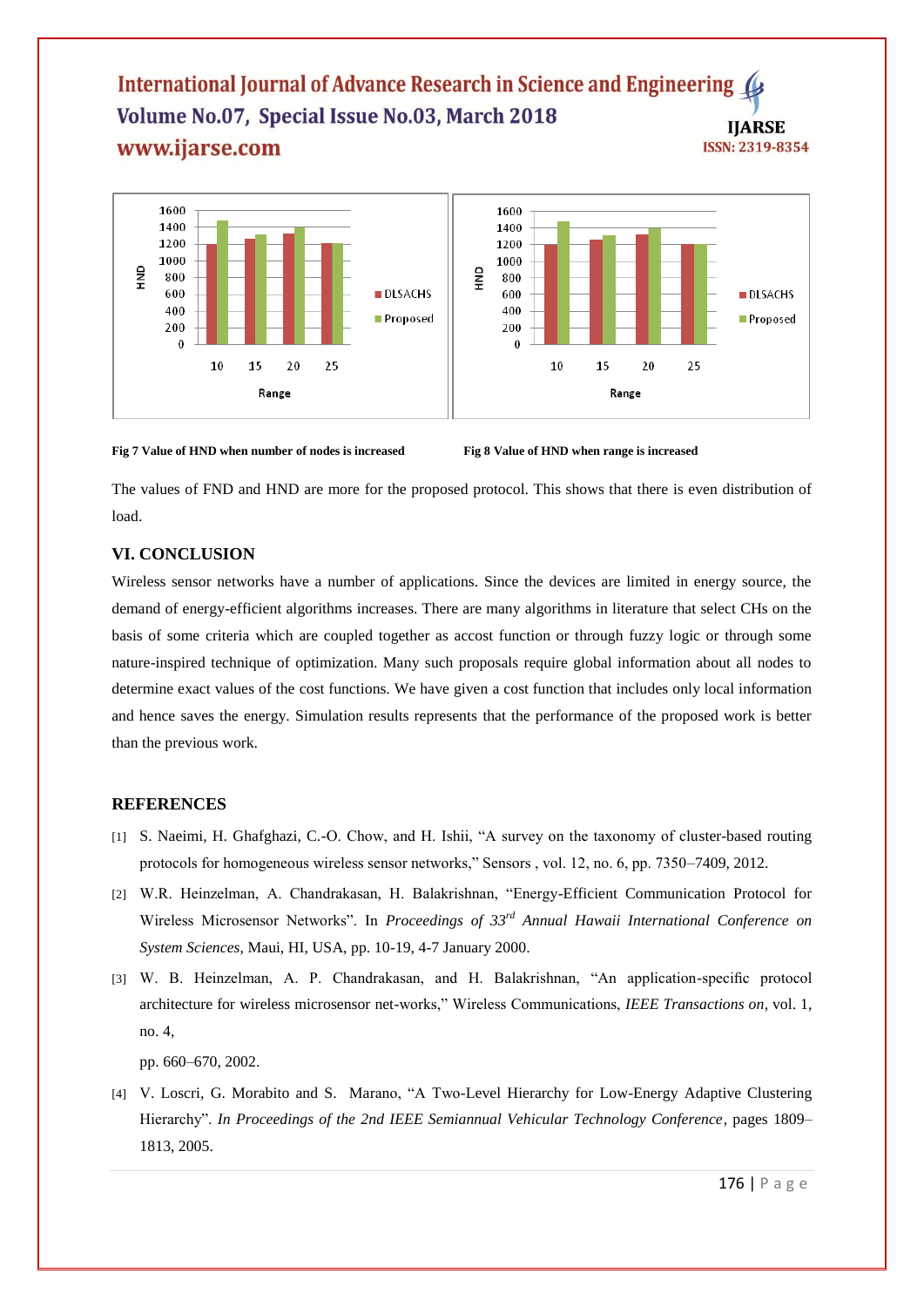Fig 7 Value of HND when number of nodes is increased

Fig 8 Value of HND when range is increased

The values of FND and HND are more for the proposed protocol. This shows that there is even distribution of load.

## VI. CONCLUSION

Wireless sensor networks have a number of applications. Since the devices are limited in energy source, the demand of energy-efficient algorithms increases. There are many algorithms in literature that select CHs on the basis of some criteria which are coupled together as accost function or through fuzzy logic or through some nature-inspired technique of optimization. Many such proposals require global information about all nodes to determine exact values of the cost functions. We have given a cost function that includes only local information and hence saves the energy. Simulation results represents that the performance of the proposed work is better than the previous work.

## REFERENCES

[1] S. Naeimi, H. Ghafghazi, C.-O. Chow, and H. Ishii, "A survey on the taxonomy of cluster-based routing protocols for homogeneous wireless sensor networks," Sensors , vol. 12, no. 6, pp. 7350–7409, 2012.

[2] W.R. Heinzelman, A. Chandrakasan, H. Balakrishnan, "Energy-Efficient Communication Protocol for Wireless Microsensor Networks". In *Proceedings of 33rd Annual Hawaii International Conference on System Sciences*, Maui, HI, USA, pp. 10-19, 4-7 January 2000.

[3] W. B. Heinzelman, A. P. Chandrakasan, and H. Balakrishnan, "An application-specific protocol architecture for wireless microsensor net-works," Wireless Communications, *IEEE Transactions on*, vol. 1, no. 4,

pp. 660–670, 2002.

[4] V. Loscri, G. Morabito and S. Marano, "A Two-Level Hierarchy for Low-Energy Adaptive Clustering Hierarchy". *In Proceedings of the 2nd IEEE Semiannual Vehicular Technology Conference*, pages 1809–1813, 2005.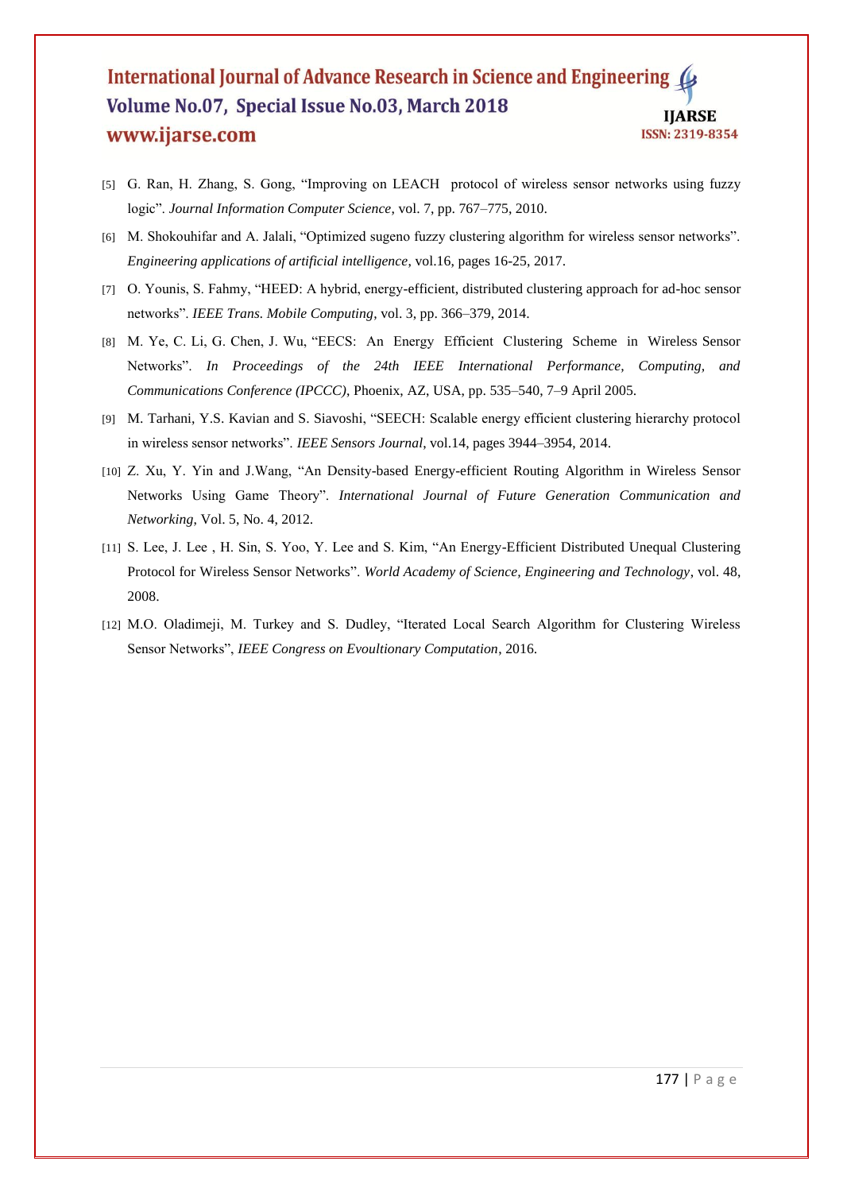[5] G. Ran, H. Zhang, S. Gong, “Improving on LEACH protocol of wireless sensor networks using fuzzy logic”. *Journal Information Computer Science*, vol. 7, pp. 767–775, 2010.

[6] M. Shokouhifar and A. Jalali, “Optimized sugeno fuzzy clustering algorithm for wireless sensor networks”. *Engineering applications of artificial intelligence*, vol.16, pages 16-25, 2017.

[7] O. Younis, S. Fahmy, “HEED: A hybrid, energy-efficient, distributed clustering approach for ad-hoc sensor networks”. *IEEE Trans. Mobile Computing*, vol. 3, pp. 366–379, 2014.

[8] M. Ye, C. Li, G. Chen, J. Wu, “EECS: An Energy Efficient Clustering Scheme in Wireless Sensor Networks”. *In Proceedings of the 24th IEEE International Performance, Computing, and Communications Conference (IPCCC)*, Phoenix, AZ, USA, pp. 535–540, 7–9 April 2005.

[9] M. Tarhani, Y.S. Kavian and S. Siavoshi, “SEECH: Scalable energy efficient clustering hierarchy protocol in wireless sensor networks”. *IEEE Sensors Journal*, vol.14, pages 3944–3954, 2014.

[10] Z. Xu, Y. Yin and J.Wang, “An Density-based Energy-efficient Routing Algorithm in Wireless Sensor Networks Using Game Theory”. *International Journal of Future Generation Communication and Networking*, Vol. 5, No. 4, 2012.

[11] S. Lee, J. Lee , H. Sin, S. Yoo, Y. Lee and S. Kim, “An Energy-Efficient Distributed Unequal Clustering Protocol for Wireless Sensor Networks”. *World Academy of Science, Engineering and Technology*, vol. 48, 2008.

[12] M.O. Oladimeji, M. Turkey and S. Dudley, “Iterated Local Search Algorithm for Clustering Wireless Sensor Networks”, *IEEE Congress on Evoultionary Computation*, 2016.